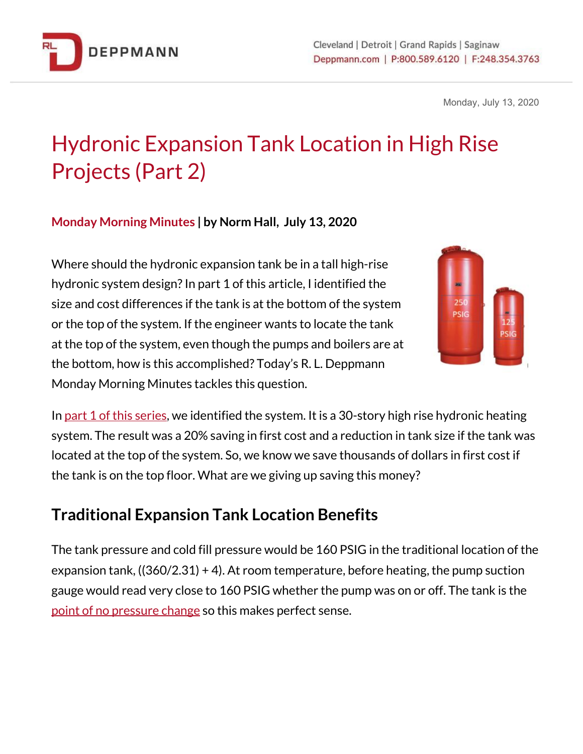Monday, July 13, 2020

# Hydronic Expansion Tank Location in High Rise Projects (Part 2)

**Monday Morning Minutes | by Norm Hall, July 13, 2020**

Where should the hydronic expansion tank be in a tall high-rise hydronic system design? In part 1 of this article, I identified the size and cost differences if the tank is at the bottom of the system or the top of the system. If the engineer wants to locate the tank at the top of the system, even though the pumps and boilers are at the bottom, how is this accomplished? Today's R. L. Deppmann Monday Morning Minutes tackles this question.

In part 1 of this series, we identified the system. It is a 30-story high rise hydronic heating system. The result was a 20% saving in first cost and a reduction in tank size if the tank was located at the top of the system. So, we know we save thousands of dollars in first cost if the tank is on the top floor. What are we giving up saving this money?

## Traditional Expansion Tank Location Benefits

The tank pressure and cold fill pressure would be 160 PSIG in the traditional location of the expansion tank, ((360/2.31) + 4). At room temperature, before heating, the pump suction gauge would read very close to 160 PSIG whether the pump was on or off. The tank is the point of no pressure change so this makes perfect sense.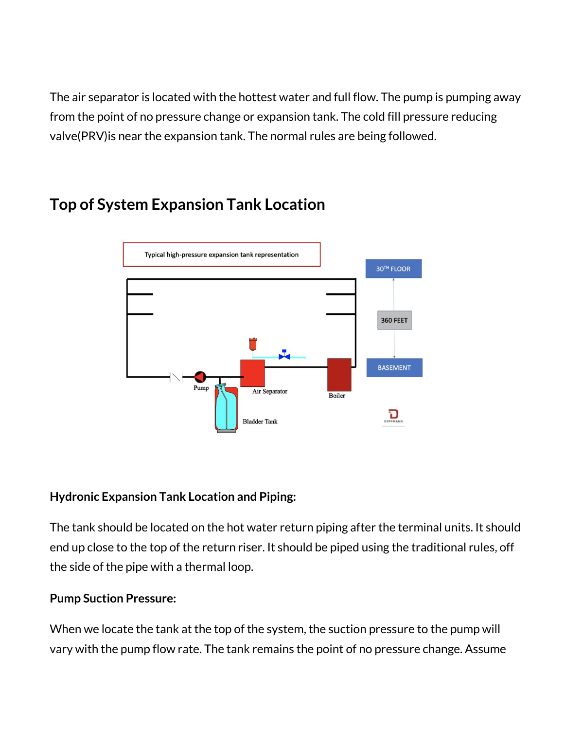The air separator is located with the hottest water and full flow. The pump is pumping away from the point of no pressure change or expansion tank. The cold fill pressure reducing valve(PRV)is near the expansion tank. The normal rules are being followed.

## Top of System Expansion Tank Location

**Hydronic Expansion Tank Location and Piping:**

The tank should be located on the hot water return piping after the terminal units. It should end up close to the top of the return riser. It should be piped using the traditional rules, off the side of the pipe with a thermal loop.

**Pump Suction Pressure:**

When we locate the tank at the top of the system, the suction pressure to the pump will vary with the pump flow rate. The tank remains the point of no pressure change. Assume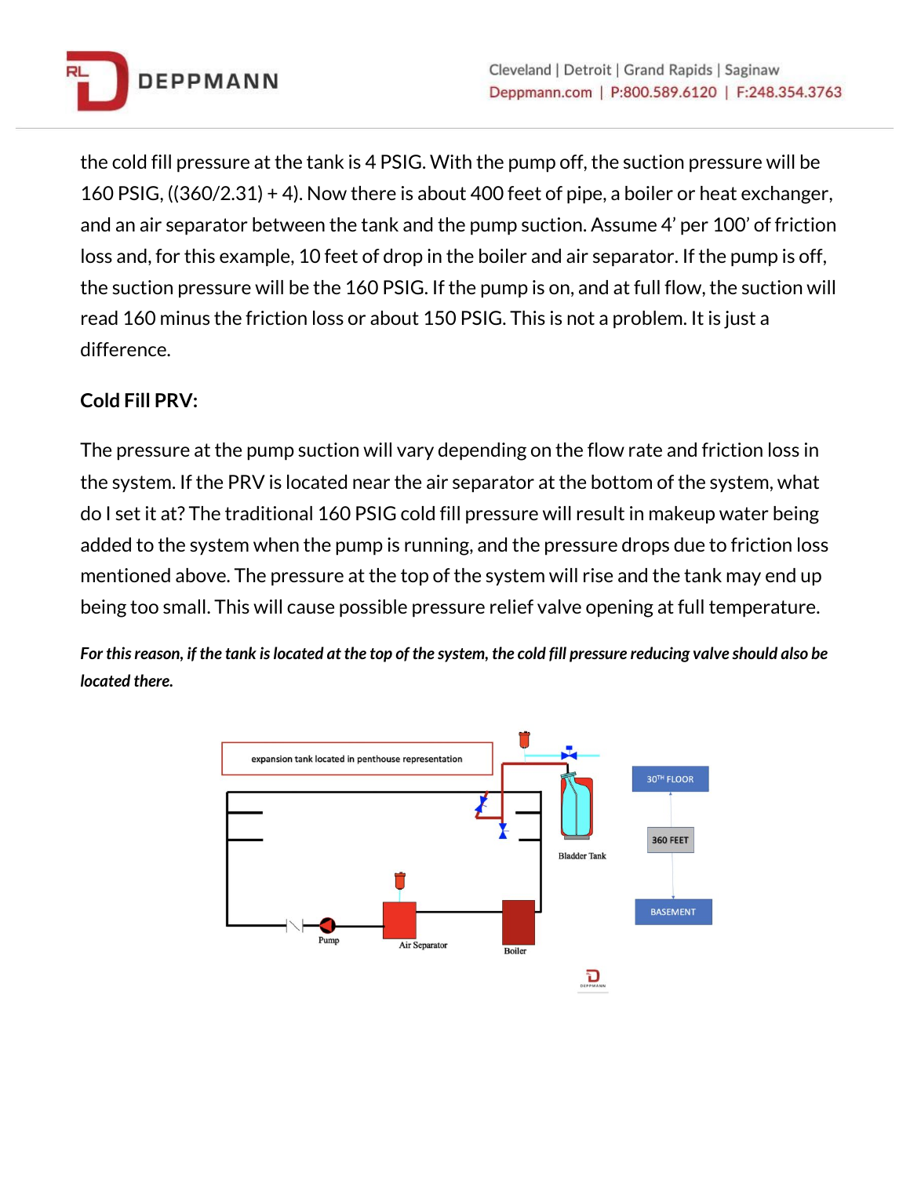the cold fill pressure at the tank is 4 PSIG. With the pump off, the suction pressure will be 160 PSIG, ((360/2.31) + 4). Now there is about 400 feet of pipe, a boiler or heat exchanger, and an air separator between the tank and the pump suction. Assume 4' per 100' of friction loss and, for this example, 10 feet of drop in the boiler and air separator. If the pump is off, the suction pressure will be the 160 PSIG. If the pump is on, and at full flow, the suction will read 160 minus the friction loss or about 150 PSIG. This is not a problem. It is just a difference.

**Cold Fill PRV:**

The pressure at the pump suction will vary depending on the flow rate and friction loss in the system. If the PRV is located near the air separator at the bottom of the system, what do I set it at? The traditional 160 PSIG cold fill pressure will result in makeup water being added to the system when the pump is running, and the pressure drops due to friction loss mentioned above. The pressure at the top of the system will rise and the tank may end up being too small. This will cause possible pressure relief valve opening at full temperature.

***For this reason, if the tank is located at the top of the system, the cold fill pressure reducing valve should also be located there.***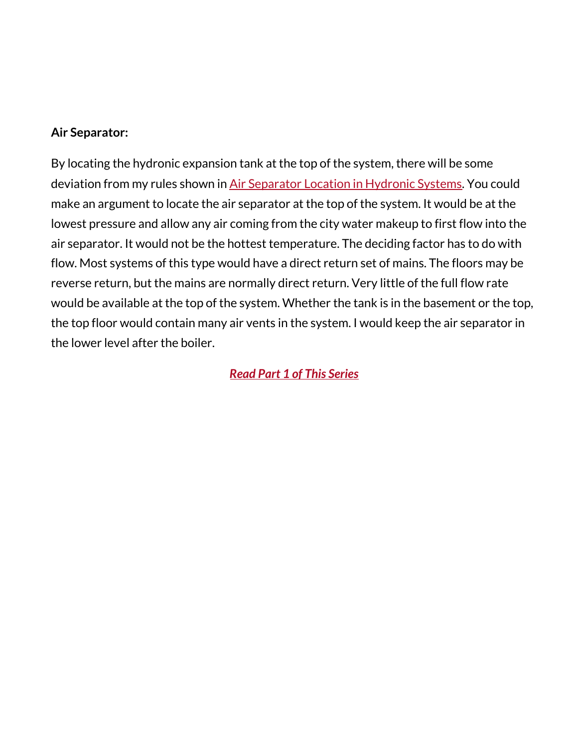**Air Separator:**

By locating the hydronic expansion tank at the top of the system, there will be some deviation from my rules shown in Air Separator Location in Hydronic Systems. You could make an argument to locate the air separator at the top of the system. It would be at the lowest pressure and allow any air coming from the city water makeup to first flow into the air separator. It would not be the hottest temperature. The deciding factor has to do with flow. Most systems of this type would have a direct return set of mains. The floors may be reverse return, but the mains are normally direct return. Very little of the full flow rate would be available at the top of the system. Whether the tank is in the basement or the top, the top floor would contain many air vents in the system. I would keep the air separator in the lower level after the boiler.

***Read Part 1 of This Series***